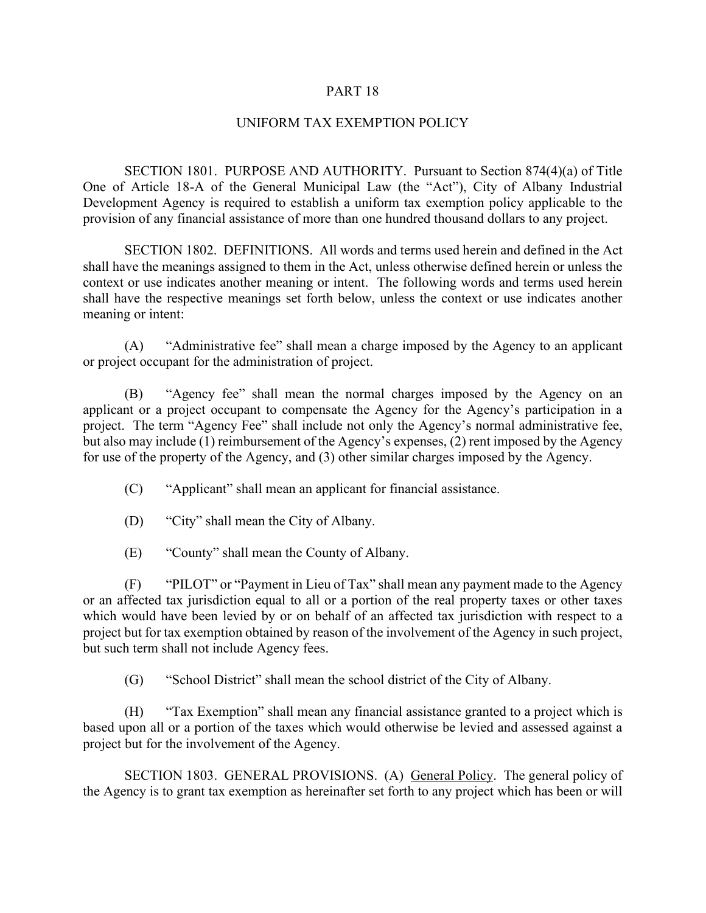# PART 18

## UNIFORM TAX EXEMPTION POLICY

SECTION 1801. PURPOSE AND AUTHORITY. Pursuant to Section 874(4)(a) of Title One of Article 18-A of the General Municipal Law (the "Act"), City of Albany Industrial Development Agency is required to establish a uniform tax exemption policy applicable to the provision of any financial assistance of more than one hundred thousand dollars to any project.

SECTION 1802. DEFINITIONS. All words and terms used herein and defined in the Act shall have the meanings assigned to them in the Act, unless otherwise defined herein or unless the context or use indicates another meaning or intent. The following words and terms used herein shall have the respective meanings set forth below, unless the context or use indicates another meaning or intent:

(A) "Administrative fee" shall mean a charge imposed by the Agency to an applicant or project occupant for the administration of project.

(B) "Agency fee" shall mean the normal charges imposed by the Agency on an applicant or a project occupant to compensate the Agency for the Agency's participation in a project. The term "Agency Fee" shall include not only the Agency's normal administrative fee, but also may include (1) reimbursement of the Agency's expenses, (2) rent imposed by the Agency for use of the property of the Agency, and (3) other similar charges imposed by the Agency.

(C) "Applicant" shall mean an applicant for financial assistance.

(D) "City" shall mean the City of Albany.

(E) "County" shall mean the County of Albany.

(F) "PILOT" or "Payment in Lieu of Tax" shall mean any payment made to the Agency or an affected tax jurisdiction equal to all or a portion of the real property taxes or other taxes which would have been levied by or on behalf of an affected tax jurisdiction with respect to a project but for tax exemption obtained by reason of the involvement of the Agency in such project, but such term shall not include Agency fees.

(G) "School District" shall mean the school district of the City of Albany.

(H) "Tax Exemption" shall mean any financial assistance granted to a project which is based upon all or a portion of the taxes which would otherwise be levied and assessed against a project but for the involvement of the Agency.

SECTION 1803. GENERAL PROVISIONS. (A) <u>General Policy</u>. The general policy of the Agency is to grant tax exemption as hereinafter set forth to any project which has been or will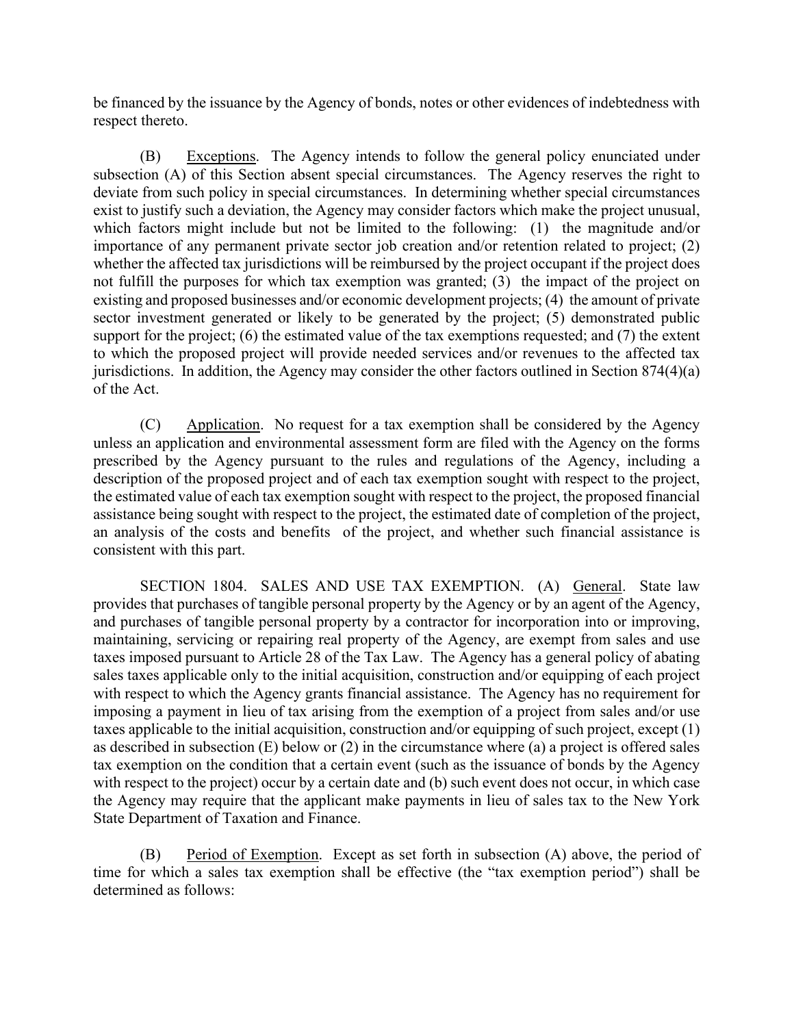be financed by the issuance by the Agency of bonds, notes or other evidences of indebtedness with respect thereto.

(B) Exceptions. The Agency intends to follow the general policy enunciated under subsection (A) of this Section absent special circumstances. The Agency reserves the right to deviate from such policy in special circumstances. In determining whether special circumstances exist to justify such a deviation, the Agency may consider factors which make the project unusual, which factors might include but not be limited to the following: (1) the magnitude and/or importance of any permanent private sector job creation and/or retention related to project; (2) whether the affected tax jurisdictions will be reimbursed by the project occupant if the project does not fulfill the purposes for which tax exemption was granted; (3) the impact of the project on existing and proposed businesses and/or economic development projects; (4) the amount of private sector investment generated or likely to be generated by the project; (5) demonstrated public support for the project; (6) the estimated value of the tax exemptions requested; and (7) the extent to which the proposed project will provide needed services and/or revenues to the affected tax jurisdictions. In addition, the Agency may consider the other factors outlined in Section 874(4)(a) of the Act.

(C) Application. No request for a tax exemption shall be considered by the Agency unless an application and environmental assessment form are filed with the Agency on the forms prescribed by the Agency pursuant to the rules and regulations of the Agency, including a description of the proposed project and of each tax exemption sought with respect to the project, the estimated value of each tax exemption sought with respect to the project, the proposed financial assistance being sought with respect to the project, the estimated date of completion of the project, an analysis of the costs and benefits of the project, and whether such financial assistance is consistent with this part.

SECTION 1804. SALES AND USE TAX EXEMPTION. (A) General. State law provides that purchases of tangible personal property by the Agency or by an agent of the Agency, and purchases of tangible personal property by a contractor for incorporation into or improving, maintaining, servicing or repairing real property of the Agency, are exempt from sales and use taxes imposed pursuant to Article 28 of the Tax Law. The Agency has a general policy of abating sales taxes applicable only to the initial acquisition, construction and/or equipping of each project with respect to which the Agency grants financial assistance. The Agency has no requirement for imposing a payment in lieu of tax arising from the exemption of a project from sales and/or use taxes applicable to the initial acquisition, construction and/or equipping of such project, except (1) as described in subsection (E) below or (2) in the circumstance where (a) a project is offered sales tax exemption on the condition that a certain event (such as the issuance of bonds by the Agency with respect to the project) occur by a certain date and (b) such event does not occur, in which case the Agency may require that the applicant make payments in lieu of sales tax to the New York State Department of Taxation and Finance.

(B) Period of Exemption. Except as set forth in subsection (A) above, the period of time for which a sales tax exemption shall be effective (the "tax exemption period") shall be determined as follows: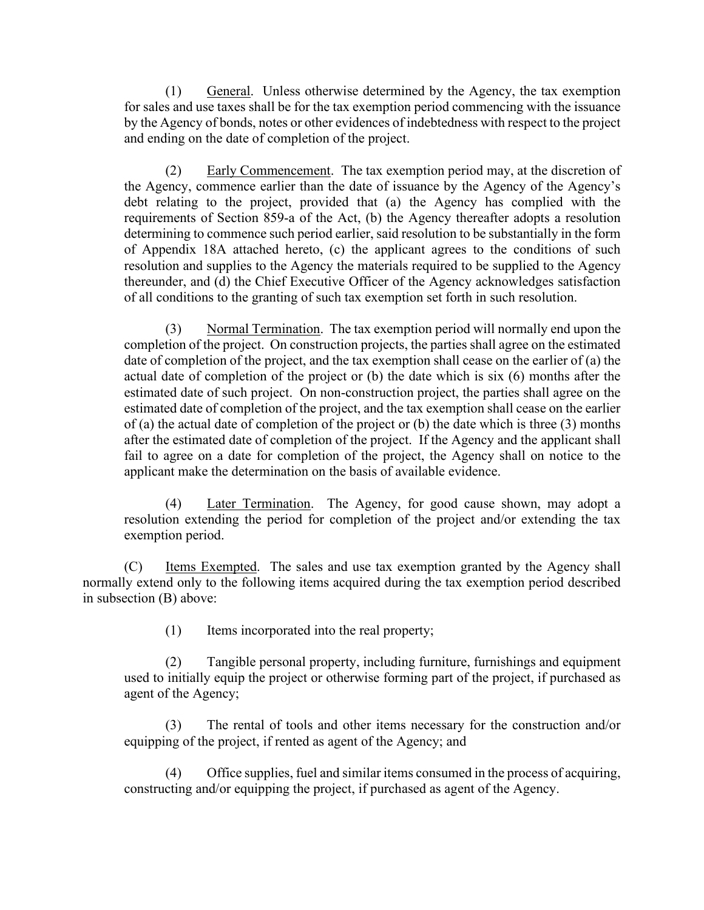(1) <u>General</u>. Unless otherwise determined by the Agency, the tax exemption for sales and use taxes shall be for the tax exemption period commencing with the issuance by the Agency of bonds, notes or other evidences of indebtedness with respect to the project and ending on the date of completion of the project.

(2) <u>Early Commencement</u>. The tax exemption period may, at the discretion of the Agency, commence earlier than the date of issuance by the Agency of the Agency's debt relating to the project, provided that (a) the Agency has complied with the requirements of Section 859-a of the Act, (b) the Agency thereafter adopts a resolution determining to commence such period earlier, said resolution to be substantially in the form of Appendix 18A attached hereto, (c) the applicant agrees to the conditions of such resolution and supplies to the Agency the materials required to be supplied to the Agency thereunder, and (d) the Chief Executive Officer of the Agency acknowledges satisfaction of all conditions to the granting of such tax exemption set forth in such resolution.

(3) <u>Normal Termination</u>. The tax exemption period will normally end upon the completion of the project. On construction projects, the parties shall agree on the estimated date of completion of the project, and the tax exemption shall cease on the earlier of (a) the actual date of completion of the project or (b) the date which is six (6) months after the estimated date of such project. On non-construction project, the parties shall agree on the estimated date of completion of the project, and the tax exemption shall cease on the earlier of (a) the actual date of completion of the project or (b) the date which is three (3) months after the estimated date of completion of the project. If the Agency and the applicant shall fail to agree on a date for completion of the project, the Agency shall on notice to the applicant make the determination on the basis of available evidence.

(4) <u>Later Termination</u>. The Agency, for good cause shown, may adopt a resolution extending the period for completion of the project and/or extending the tax exemption period.

(C) <u>Items Exempted</u>. The sales and use tax exemption granted by the Agency shall normally extend only to the following items acquired during the tax exemption period described in subsection (B) above:

(1) Items incorporated into the real property;

(2) Tangible personal property, including furniture, furnishings and equipment used to initially equip the project or otherwise forming part of the project, if purchased as agent of the Agency;

(3) The rental of tools and other items necessary for the construction and/or equipping of the project, if rented as agent of the Agency; and

(4) Office supplies, fuel and similar items consumed in the process of acquiring, constructing and/or equipping the project, if purchased as agent of the Agency.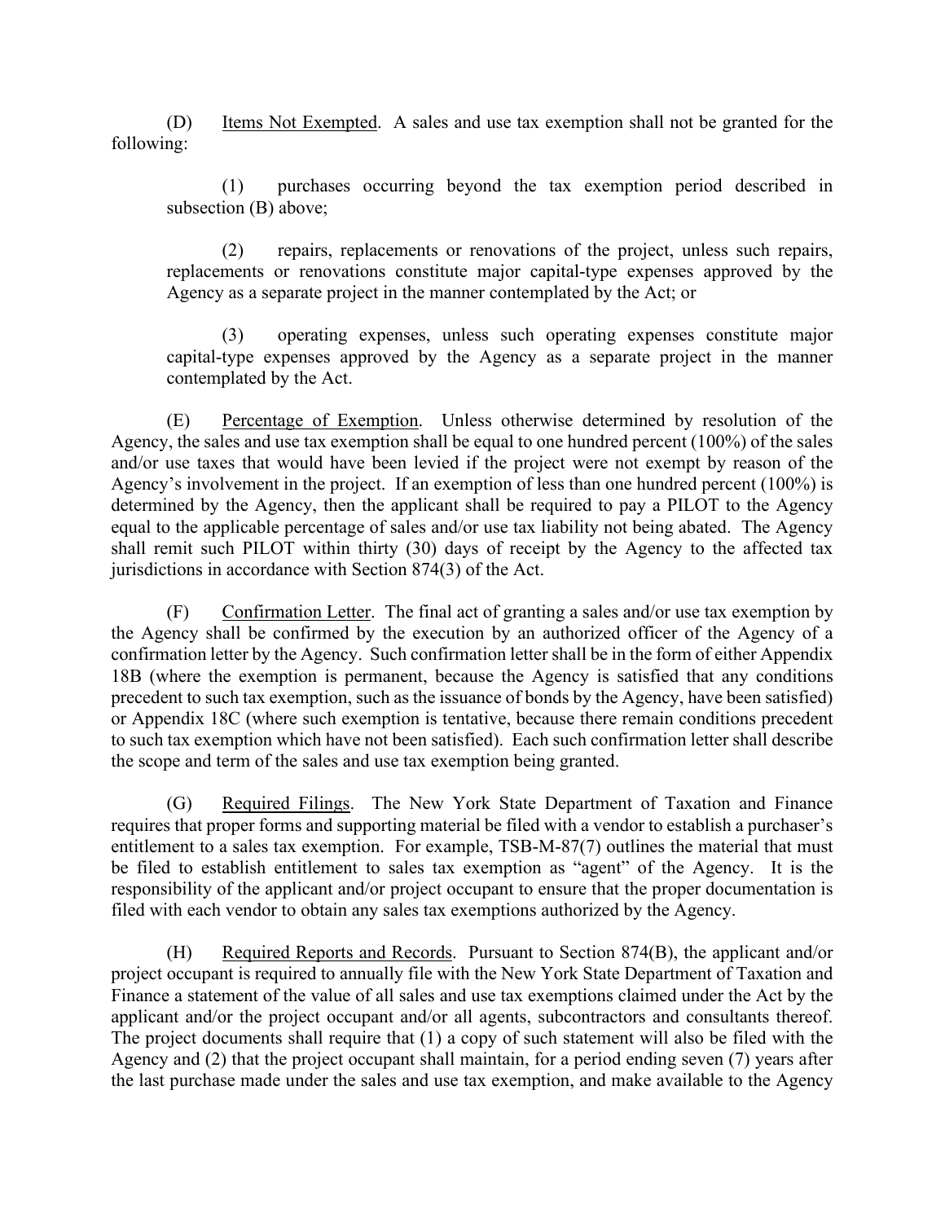(D) Items Not Exempted. A sales and use tax exemption shall not be granted for the following:

(1) purchases occurring beyond the tax exemption period described in subsection (B) above;

(2) repairs, replacements or renovations of the project, unless such repairs, replacements or renovations constitute major capital-type expenses approved by the Agency as a separate project in the manner contemplated by the Act; or

(3) operating expenses, unless such operating expenses constitute major capital-type expenses approved by the Agency as a separate project in the manner contemplated by the Act.

(E) Percentage of Exemption. Unless otherwise determined by resolution of the Agency, the sales and use tax exemption shall be equal to one hundred percent (100%) of the sales and/or use taxes that would have been levied if the project were not exempt by reason of the Agency's involvement in the project. If an exemption of less than one hundred percent (100%) is determined by the Agency, then the applicant shall be required to pay a PILOT to the Agency equal to the applicable percentage of sales and/or use tax liability not being abated. The Agency shall remit such PILOT within thirty (30) days of receipt by the Agency to the affected tax jurisdictions in accordance with Section 874(3) of the Act.

(F) Confirmation Letter. The final act of granting a sales and/or use tax exemption by the Agency shall be confirmed by the execution by an authorized officer of the Agency of a confirmation letter by the Agency. Such confirmation letter shall be in the form of either Appendix 18B (where the exemption is permanent, because the Agency is satisfied that any conditions precedent to such tax exemption, such as the issuance of bonds by the Agency, have been satisfied) or Appendix 18C (where such exemption is tentative, because there remain conditions precedent to such tax exemption which have not been satisfied). Each such confirmation letter shall describe the scope and term of the sales and use tax exemption being granted.

(G) Required Filings. The New York State Department of Taxation and Finance requires that proper forms and supporting material be filed with a vendor to establish a purchaser's entitlement to a sales tax exemption. For example, TSB-M-87(7) outlines the material that must be filed to establish entitlement to sales tax exemption as "agent" of the Agency. It is the responsibility of the applicant and/or project occupant to ensure that the proper documentation is filed with each vendor to obtain any sales tax exemptions authorized by the Agency.

(H) Required Reports and Records. Pursuant to Section 874(B), the applicant and/or project occupant is required to annually file with the New York State Department of Taxation and Finance a statement of the value of all sales and use tax exemptions claimed under the Act by the applicant and/or the project occupant and/or all agents, subcontractors and consultants thereof. The project documents shall require that (1) a copy of such statement will also be filed with the Agency and (2) that the project occupant shall maintain, for a period ending seven (7) years after the last purchase made under the sales and use tax exemption, and make available to the Agency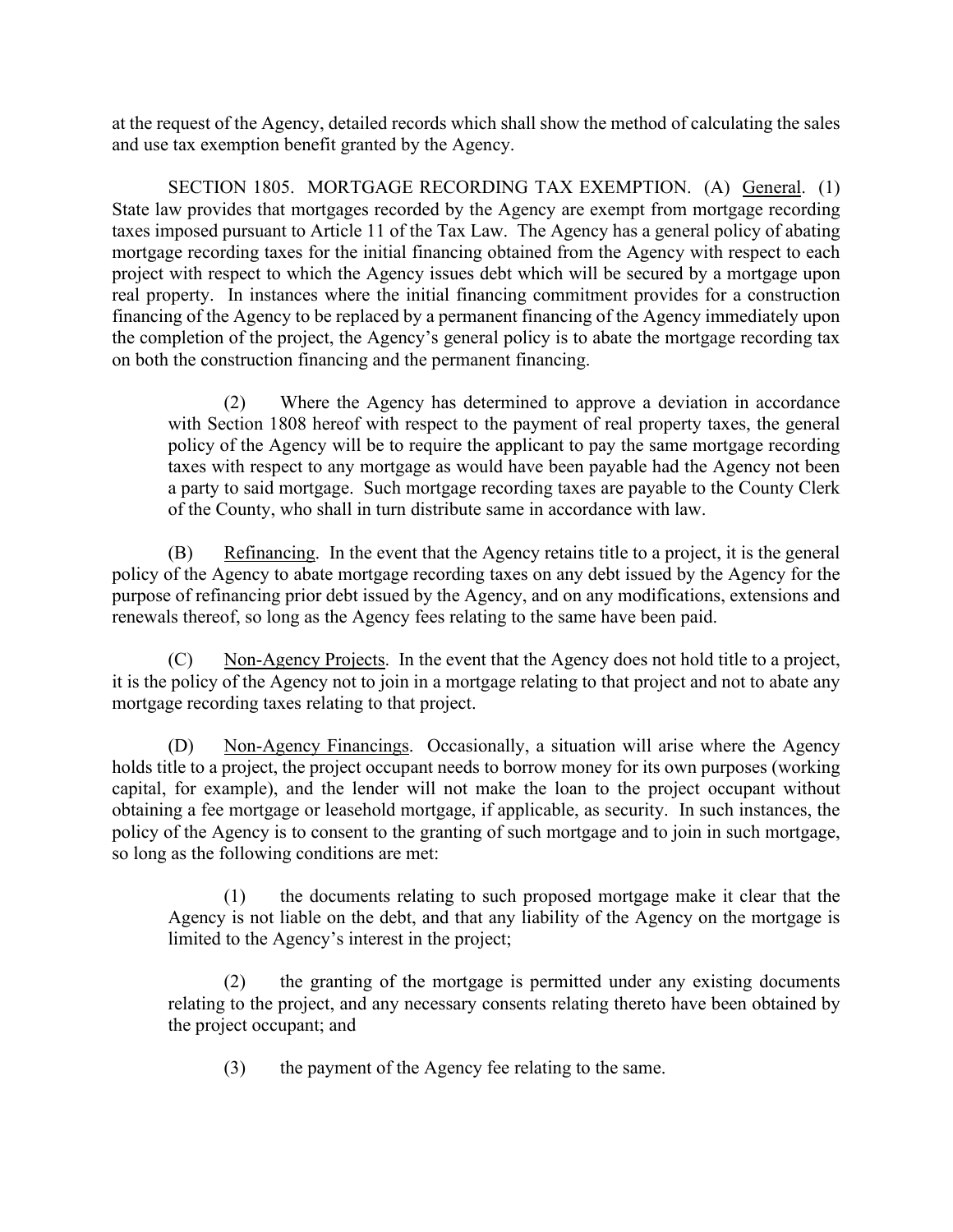at the request of the Agency, detailed records which shall show the method of calculating the sales and use tax exemption benefit granted by the Agency.

SECTION 1805. MORTGAGE RECORDING TAX EXEMPTION. (A) General. (1) State law provides that mortgages recorded by the Agency are exempt from mortgage recording taxes imposed pursuant to Article 11 of the Tax Law. The Agency has a general policy of abating mortgage recording taxes for the initial financing obtained from the Agency with respect to each project with respect to which the Agency issues debt which will be secured by a mortgage upon real property. In instances where the initial financing commitment provides for a construction financing of the Agency to be replaced by a permanent financing of the Agency immediately upon the completion of the project, the Agency's general policy is to abate the mortgage recording tax on both the construction financing and the permanent financing.

> (2) Where the Agency has determined to approve a deviation in accordance with Section 1808 hereof with respect to the payment of real property taxes, the general policy of the Agency will be to require the applicant to pay the same mortgage recording taxes with respect to any mortgage as would have been payable had the Agency not been a party to said mortgage. Such mortgage recording taxes are payable to the County Clerk of the County, who shall in turn distribute same in accordance with law.

(B) Refinancing. In the event that the Agency retains title to a project, it is the general policy of the Agency to abate mortgage recording taxes on any debt issued by the Agency for the purpose of refinancing prior debt issued by the Agency, and on any modifications, extensions and renewals thereof, so long as the Agency fees relating to the same have been paid.

(C) Non-Agency Projects. In the event that the Agency does not hold title to a project, it is the policy of the Agency not to join in a mortgage relating to that project and not to abate any mortgage recording taxes relating to that project.

(D) Non-Agency Financings. Occasionally, a situation will arise where the Agency holds title to a project, the project occupant needs to borrow money for its own purposes (working capital, for example), and the lender will not make the loan to the project occupant without obtaining a fee mortgage or leasehold mortgage, if applicable, as security. In such instances, the policy of the Agency is to consent to the granting of such mortgage and to join in such mortgage, so long as the following conditions are met:

> (1) the documents relating to such proposed mortgage make it clear that the Agency is not liable on the debt, and that any liability of the Agency on the mortgage is limited to the Agency's interest in the project;
>
> (2) the granting of the mortgage is permitted under any existing documents relating to the project, and any necessary consents relating thereto have been obtained by the project occupant; and
>
> (3) the payment of the Agency fee relating to the same.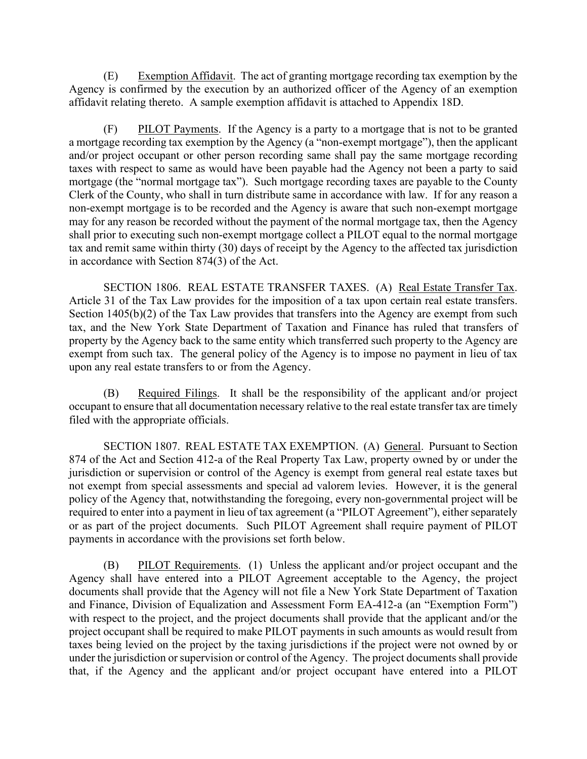(E) Exemption Affidavit. The act of granting mortgage recording tax exemption by the Agency is confirmed by the execution by an authorized officer of the Agency of an exemption affidavit relating thereto. A sample exemption affidavit is attached to Appendix 18D.

(F) PILOT Payments. If the Agency is a party to a mortgage that is not to be granted a mortgage recording tax exemption by the Agency (a "non-exempt mortgage"), then the applicant and/or project occupant or other person recording same shall pay the same mortgage recording taxes with respect to same as would have been payable had the Agency not been a party to said mortgage (the "normal mortgage tax"). Such mortgage recording taxes are payable to the County Clerk of the County, who shall in turn distribute same in accordance with law. If for any reason a non-exempt mortgage is to be recorded and the Agency is aware that such non-exempt mortgage may for any reason be recorded without the payment of the normal mortgage tax, then the Agency shall prior to executing such non-exempt mortgage collect a PILOT equal to the normal mortgage tax and remit same within thirty (30) days of receipt by the Agency to the affected tax jurisdiction in accordance with Section 874(3) of the Act.

SECTION 1806. REAL ESTATE TRANSFER TAXES. (A) Real Estate Transfer Tax. Article 31 of the Tax Law provides for the imposition of a tax upon certain real estate transfers. Section 1405(b)(2) of the Tax Law provides that transfers into the Agency are exempt from such tax, and the New York State Department of Taxation and Finance has ruled that transfers of property by the Agency back to the same entity which transferred such property to the Agency are exempt from such tax. The general policy of the Agency is to impose no payment in lieu of tax upon any real estate transfers to or from the Agency.

(B) Required Filings. It shall be the responsibility of the applicant and/or project occupant to ensure that all documentation necessary relative to the real estate transfer tax are timely filed with the appropriate officials.

SECTION 1807. REAL ESTATE TAX EXEMPTION. (A) General. Pursuant to Section 874 of the Act and Section 412-a of the Real Property Tax Law, property owned by or under the jurisdiction or supervision or control of the Agency is exempt from general real estate taxes but not exempt from special assessments and special ad valorem levies. However, it is the general policy of the Agency that, notwithstanding the foregoing, every non-governmental project will be required to enter into a payment in lieu of tax agreement (a "PILOT Agreement"), either separately or as part of the project documents. Such PILOT Agreement shall require payment of PILOT payments in accordance with the provisions set forth below.

(B) PILOT Requirements. (1) Unless the applicant and/or project occupant and the Agency shall have entered into a PILOT Agreement acceptable to the Agency, the project documents shall provide that the Agency will not file a New York State Department of Taxation and Finance, Division of Equalization and Assessment Form EA-412-a (an "Exemption Form") with respect to the project, and the project documents shall provide that the applicant and/or the project occupant shall be required to make PILOT payments in such amounts as would result from taxes being levied on the project by the taxing jurisdictions if the project were not owned by or under the jurisdiction or supervision or control of the Agency. The project documents shall provide that, if the Agency and the applicant and/or project occupant have entered into a PILOT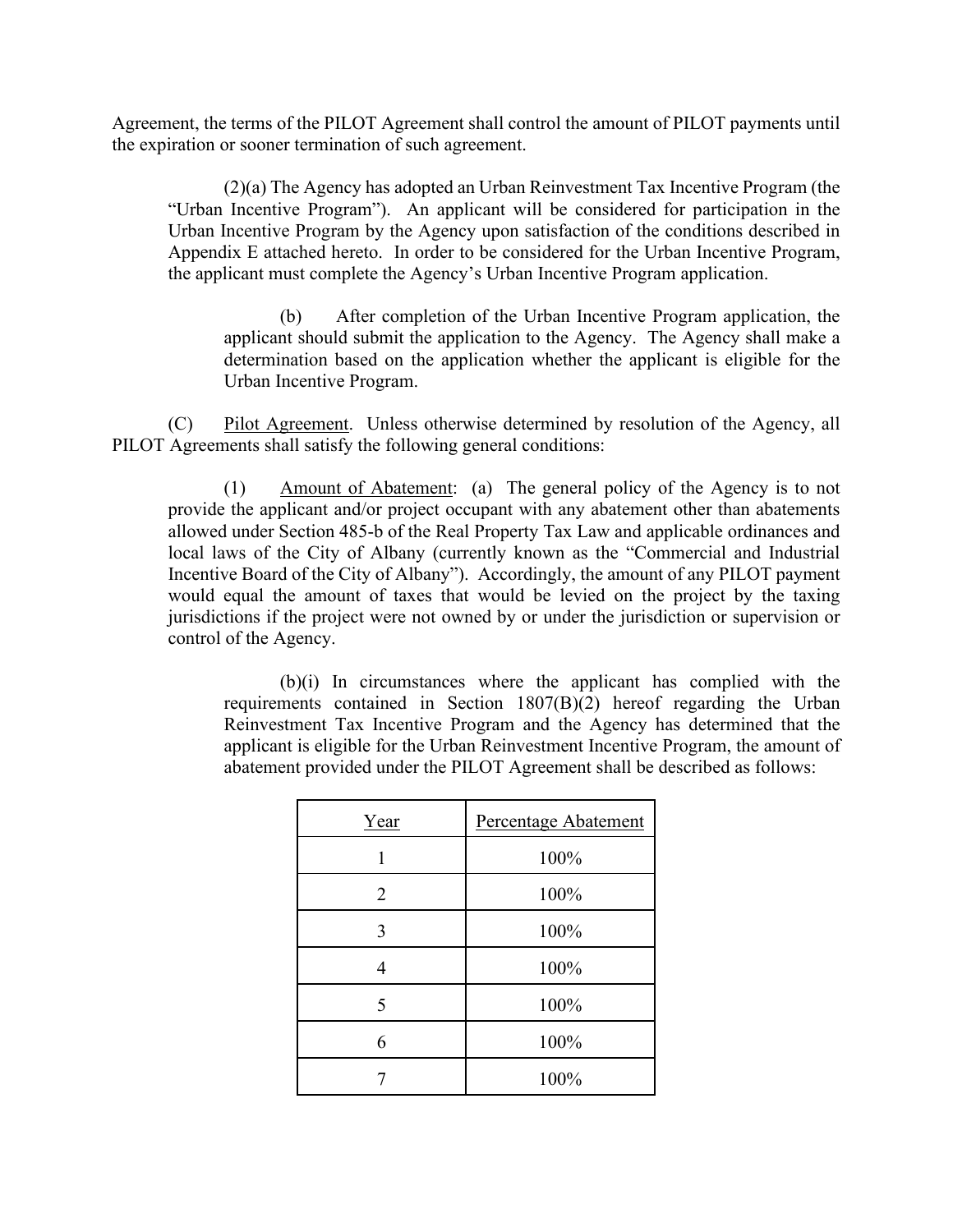Agreement, the terms of the PILOT Agreement shall control the amount of PILOT payments until the expiration or sooner termination of such agreement.

(2)(a) The Agency has adopted an Urban Reinvestment Tax Incentive Program (the "Urban Incentive Program"). An applicant will be considered for participation in the Urban Incentive Program by the Agency upon satisfaction of the conditions described in Appendix E attached hereto. In order to be considered for the Urban Incentive Program, the applicant must complete the Agency's Urban Incentive Program application.

(b) After completion of the Urban Incentive Program application, the applicant should submit the application to the Agency. The Agency shall make a determination based on the application whether the applicant is eligible for the Urban Incentive Program.

(C) Pilot Agreement. Unless otherwise determined by resolution of the Agency, all PILOT Agreements shall satisfy the following general conditions:

(1) Amount of Abatement: (a) The general policy of the Agency is to not provide the applicant and/or project occupant with any abatement other than abatements allowed under Section 485-b of the Real Property Tax Law and applicable ordinances and local laws of the City of Albany (currently known as the "Commercial and Industrial Incentive Board of the City of Albany"). Accordingly, the amount of any PILOT payment would equal the amount of taxes that would be levied on the project by the taxing jurisdictions if the project were not owned by or under the jurisdiction or supervision or control of the Agency.

(b)(i) In circumstances where the applicant has complied with the requirements contained in Section 1807(B)(2) hereof regarding the Urban Reinvestment Tax Incentive Program and the Agency has determined that the applicant is eligible for the Urban Reinvestment Incentive Program, the amount of abatement provided under the PILOT Agreement shall be described as follows:

| Year | Percentage Abatement |
|---|---|
| 1 | 100% |
| 2 | 100% |
| 3 | 100% |
| 4 | 100% |
| 5 | 100% |
| 6 | 100% |
| 7 | 100% |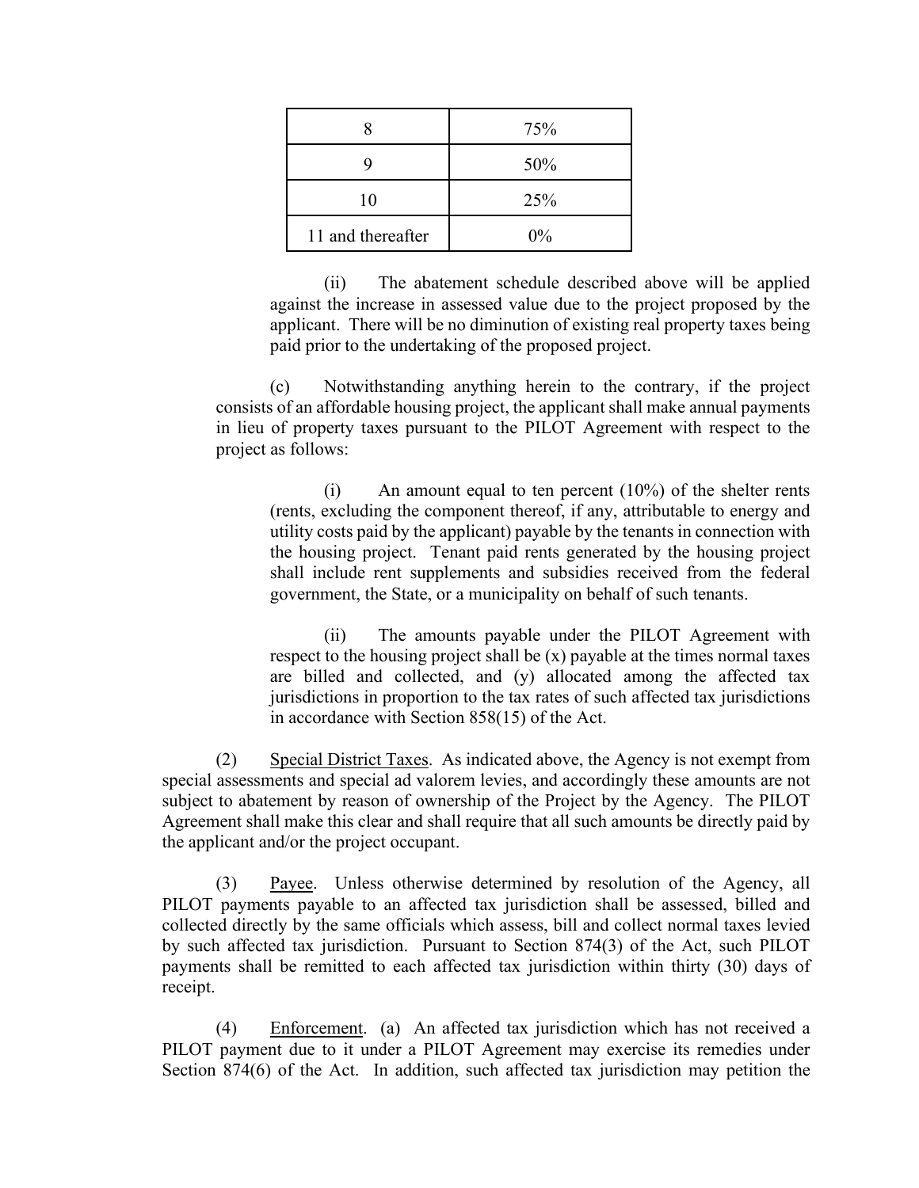| 8 | 75% |
|---|---|
| 9 | 50% |
| 10 | 25% |
| 11 and thereafter | 0% |

(ii) The abatement schedule described above will be applied against the increase in assessed value due to the project proposed by the applicant. There will be no diminution of existing real property taxes being paid prior to the undertaking of the proposed project.

(c) Notwithstanding anything herein to the contrary, if the project consists of an affordable housing project, the applicant shall make annual payments in lieu of property taxes pursuant to the PILOT Agreement with respect to the project as follows:

(i) An amount equal to ten percent (10%) of the shelter rents (rents, excluding the component thereof, if any, attributable to energy and utility costs paid by the applicant) payable by the tenants in connection with the housing project. Tenant paid rents generated by the housing project shall include rent supplements and subsidies received from the federal government, the State, or a municipality on behalf of such tenants.

(ii) The amounts payable under the PILOT Agreement with respect to the housing project shall be (x) payable at the times normal taxes are billed and collected, and (y) allocated among the affected tax jurisdictions in proportion to the tax rates of such affected tax jurisdictions in accordance with Section 858(15) of the Act.

(2) Special District Taxes. As indicated above, the Agency is not exempt from special assessments and special ad valorem levies, and accordingly these amounts are not subject to abatement by reason of ownership of the Project by the Agency. The PILOT Agreement shall make this clear and shall require that all such amounts be directly paid by the applicant and/or the project occupant.

(3) Payee. Unless otherwise determined by resolution of the Agency, all PILOT payments payable to an affected tax jurisdiction shall be assessed, billed and collected directly by the same officials which assess, bill and collect normal taxes levied by such affected tax jurisdiction. Pursuant to Section 874(3) of the Act, such PILOT payments shall be remitted to each affected tax jurisdiction within thirty (30) days of receipt.

(4) Enforcement. (a) An affected tax jurisdiction which has not received a PILOT payment due to it under a PILOT Agreement may exercise its remedies under Section 874(6) of the Act. In addition, such affected tax jurisdiction may petition the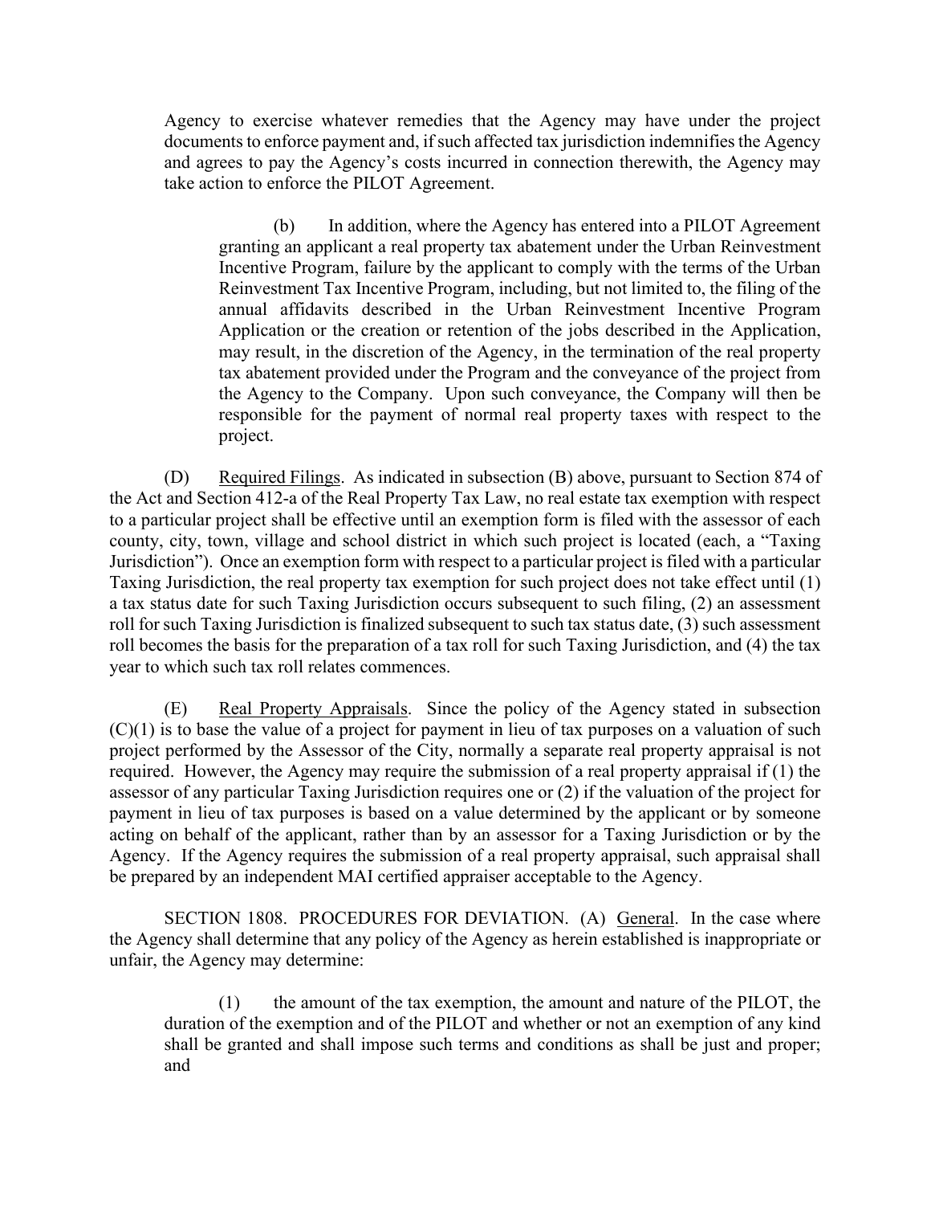Agency to exercise whatever remedies that the Agency may have under the project documents to enforce payment and, if such affected tax jurisdiction indemnifies the Agency and agrees to pay the Agency's costs incurred in connection therewith, the Agency may take action to enforce the PILOT Agreement.

(b) In addition, where the Agency has entered into a PILOT Agreement granting an applicant a real property tax abatement under the Urban Reinvestment Incentive Program, failure by the applicant to comply with the terms of the Urban Reinvestment Tax Incentive Program, including, but not limited to, the filing of the annual affidavits described in the Urban Reinvestment Incentive Program Application or the creation or retention of the jobs described in the Application, may result, in the discretion of the Agency, in the termination of the real property tax abatement provided under the Program and the conveyance of the project from the Agency to the Company. Upon such conveyance, the Company will then be responsible for the payment of normal real property taxes with respect to the project.

(D) Required Filings. As indicated in subsection (B) above, pursuant to Section 874 of the Act and Section 412-a of the Real Property Tax Law, no real estate tax exemption with respect to a particular project shall be effective until an exemption form is filed with the assessor of each county, city, town, village and school district in which such project is located (each, a "Taxing Jurisdiction"). Once an exemption form with respect to a particular project is filed with a particular Taxing Jurisdiction, the real property tax exemption for such project does not take effect until (1) a tax status date for such Taxing Jurisdiction occurs subsequent to such filing, (2) an assessment roll for such Taxing Jurisdiction is finalized subsequent to such tax status date, (3) such assessment roll becomes the basis for the preparation of a tax roll for such Taxing Jurisdiction, and (4) the tax year to which such tax roll relates commences.

(E) Real Property Appraisals. Since the policy of the Agency stated in subsection (C)(1) is to base the value of a project for payment in lieu of tax purposes on a valuation of such project performed by the Assessor of the City, normally a separate real property appraisal is not required. However, the Agency may require the submission of a real property appraisal if (1) the assessor of any particular Taxing Jurisdiction requires one or (2) if the valuation of the project for payment in lieu of tax purposes is based on a value determined by the applicant or by someone acting on behalf of the applicant, rather than by an assessor for a Taxing Jurisdiction or by the Agency. If the Agency requires the submission of a real property appraisal, such appraisal shall be prepared by an independent MAI certified appraiser acceptable to the Agency.

SECTION 1808. PROCEDURES FOR DEVIATION. (A) General. In the case where the Agency shall determine that any policy of the Agency as herein established is inappropriate or unfair, the Agency may determine:

(1) the amount of the tax exemption, the amount and nature of the PILOT, the duration of the exemption and of the PILOT and whether or not an exemption of any kind shall be granted and shall impose such terms and conditions as shall be just and proper; and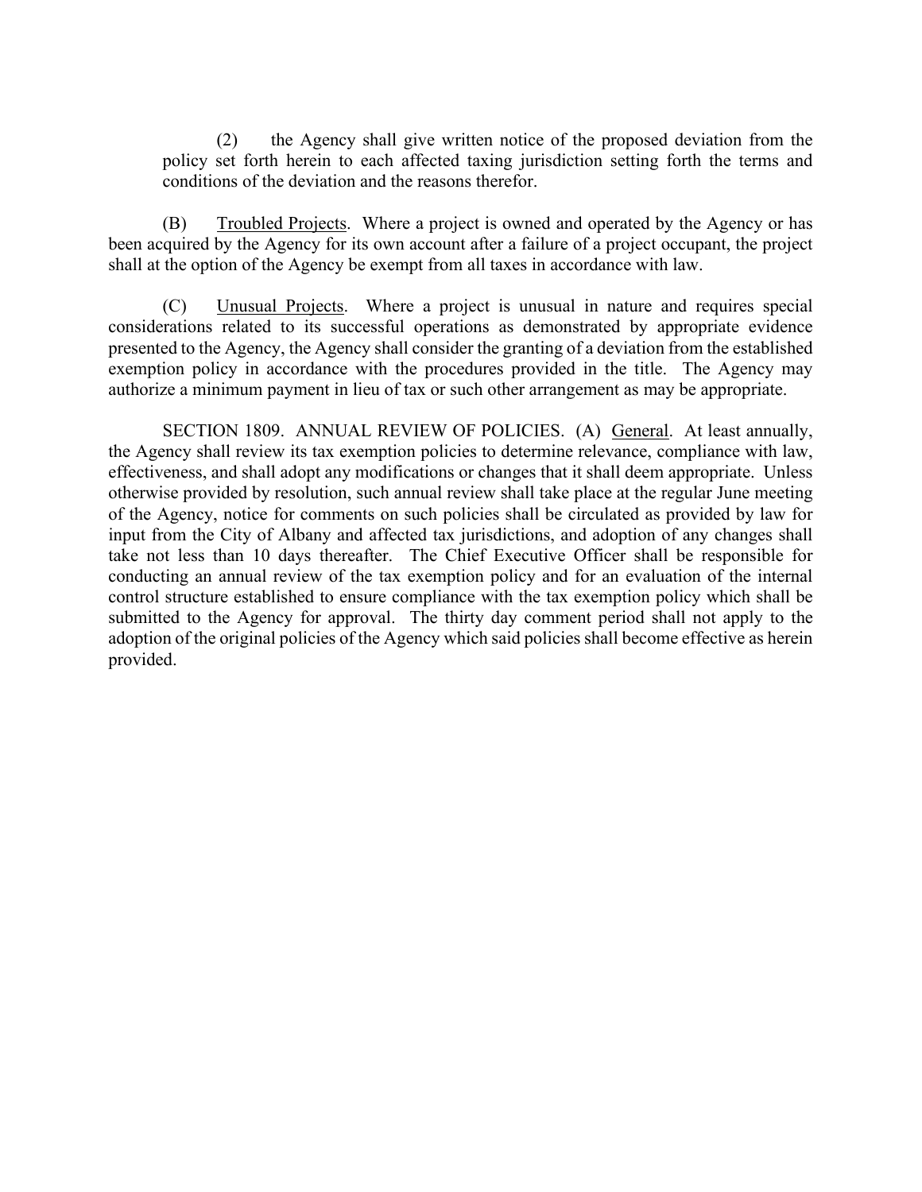(2) the Agency shall give written notice of the proposed deviation from the policy set forth herein to each affected taxing jurisdiction setting forth the terms and conditions of the deviation and the reasons therefor.

(B) Troubled Projects. Where a project is owned and operated by the Agency or has been acquired by the Agency for its own account after a failure of a project occupant, the project shall at the option of the Agency be exempt from all taxes in accordance with law.

(C) Unusual Projects. Where a project is unusual in nature and requires special considerations related to its successful operations as demonstrated by appropriate evidence presented to the Agency, the Agency shall consider the granting of a deviation from the established exemption policy in accordance with the procedures provided in the title. The Agency may authorize a minimum payment in lieu of tax or such other arrangement as may be appropriate.

SECTION 1809. ANNUAL REVIEW OF POLICIES. (A) General. At least annually, the Agency shall review its tax exemption policies to determine relevance, compliance with law, effectiveness, and shall adopt any modifications or changes that it shall deem appropriate. Unless otherwise provided by resolution, such annual review shall take place at the regular June meeting of the Agency, notice for comments on such policies shall be circulated as provided by law for input from the City of Albany and affected tax jurisdictions, and adoption of any changes shall take not less than 10 days thereafter. The Chief Executive Officer shall be responsible for conducting an annual review of the tax exemption policy and for an evaluation of the internal control structure established to ensure compliance with the tax exemption policy which shall be submitted to the Agency for approval. The thirty day comment period shall not apply to the adoption of the original policies of the Agency which said policies shall become effective as herein provided.